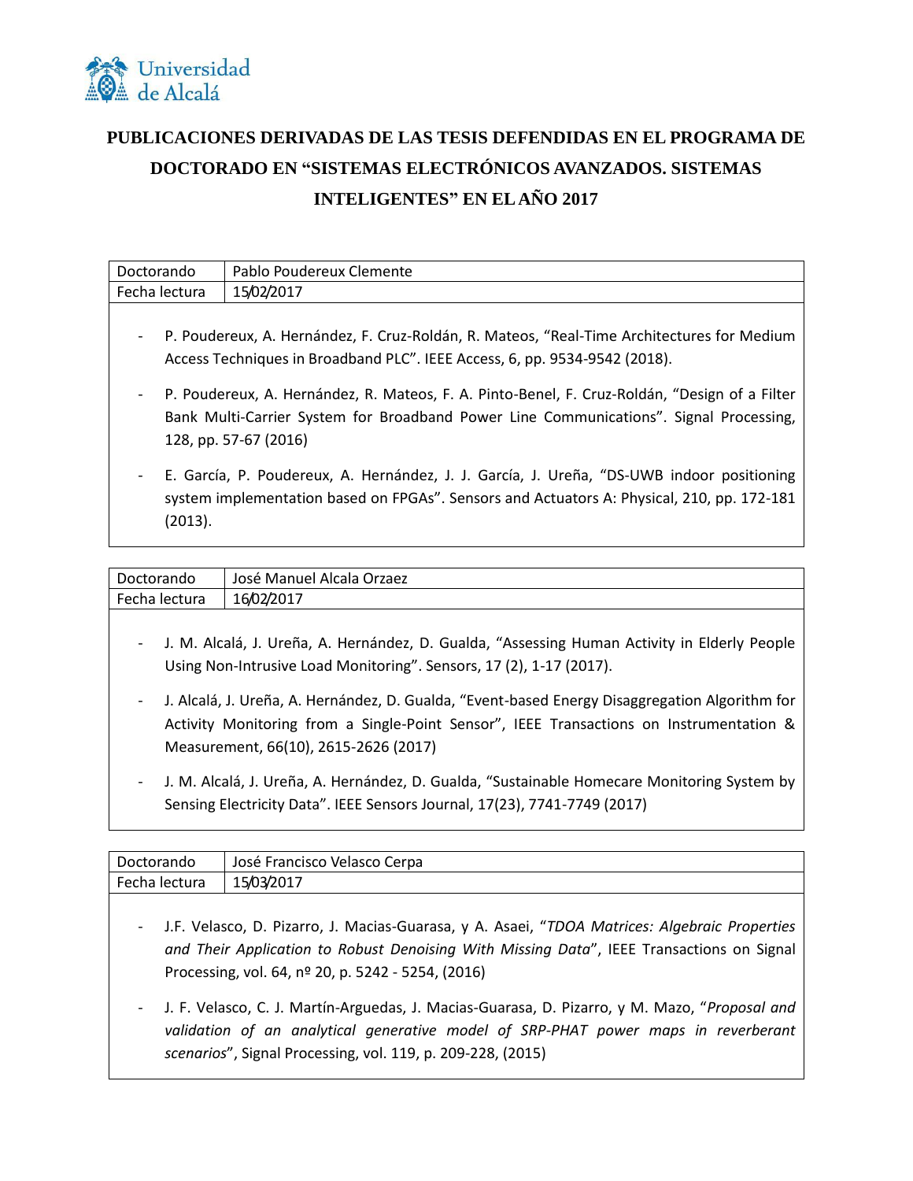Universidad de Alcalá

# PUBLICACIONES DERIVADAS DE LAS TESIS DEFENDIDAS EN EL PROGRAMA DE DOCTORADO EN “SISTEMAS ELECTRÓNICOS AVANZADOS. SISTEMAS INTELIGENTES” EN EL AÑO 2017

| | |
|---|---|
| Doctorando | Pablo Poudereux Clemente |
| Fecha lectura | 15/02/2017 |

- P. Poudereux, A. Hernández, F. Cruz-Roldán, R. Mateos, “Real-Time Architectures for Medium Access Techniques in Broadband PLC”. IEEE Access, 6, pp. 9534-9542 (2018).
- P. Poudereux, A. Hernández, R. Mateos, F. A. Pinto-Benel, F. Cruz-Roldán, “Design of a Filter Bank Multi-Carrier System for Broadband Power Line Communications”. Signal Processing, 128, pp. 57-67 (2016)
- E. García, P. Poudereux, A. Hernández, J. J. García, J. Ureña, “DS-UWB indoor positioning system implementation based on FPGAs”. Sensors and Actuators A: Physical, 210, pp. 172-181 (2013).

| | |
|---|---|
| Doctorando | José Manuel Alcala Orzaez |
| Fecha lectura | 16/02/2017 |

- J. M. Alcalá, J. Ureña, A. Hernández, D. Gualda, “Assessing Human Activity in Elderly People Using Non-Intrusive Load Monitoring”. Sensors, 17 (2), 1-17 (2017).
- J. Alcalá, J. Ureña, A. Hernández, D. Gualda, “Event-based Energy Disaggregation Algorithm for Activity Monitoring from a Single-Point Sensor”, IEEE Transactions on Instrumentation & Measurement, 66(10), 2615-2626 (2017)
- J. M. Alcalá, J. Ureña, A. Hernández, D. Gualda, “Sustainable Homecare Monitoring System by Sensing Electricity Data”. IEEE Sensors Journal, 17(23), 7741-7749 (2017)

| | |
|---|---|
| Doctorando | José Francisco Velasco Cerpa |
| Fecha lectura | 15/03/2017 |

- J.F. Velasco, D. Pizarro, J. Macias-Guarasa, y A. Asaei, “*TDOA Matrices: Algebraic Properties and Their Application to Robust Denoising With Missing Data*”, IEEE Transactions on Signal Processing, vol. 64, nº 20, p. 5242 - 5254, (2016)
- J. F. Velasco, C. J. Martín-Arguedas, J. Macias-Guarasa, D. Pizarro, y M. Mazo, “*Proposal and validation of an analytical generative model of SRP-PHAT power maps in reverberant scenarios*”, Signal Processing, vol. 119, p. 209-228, (2015)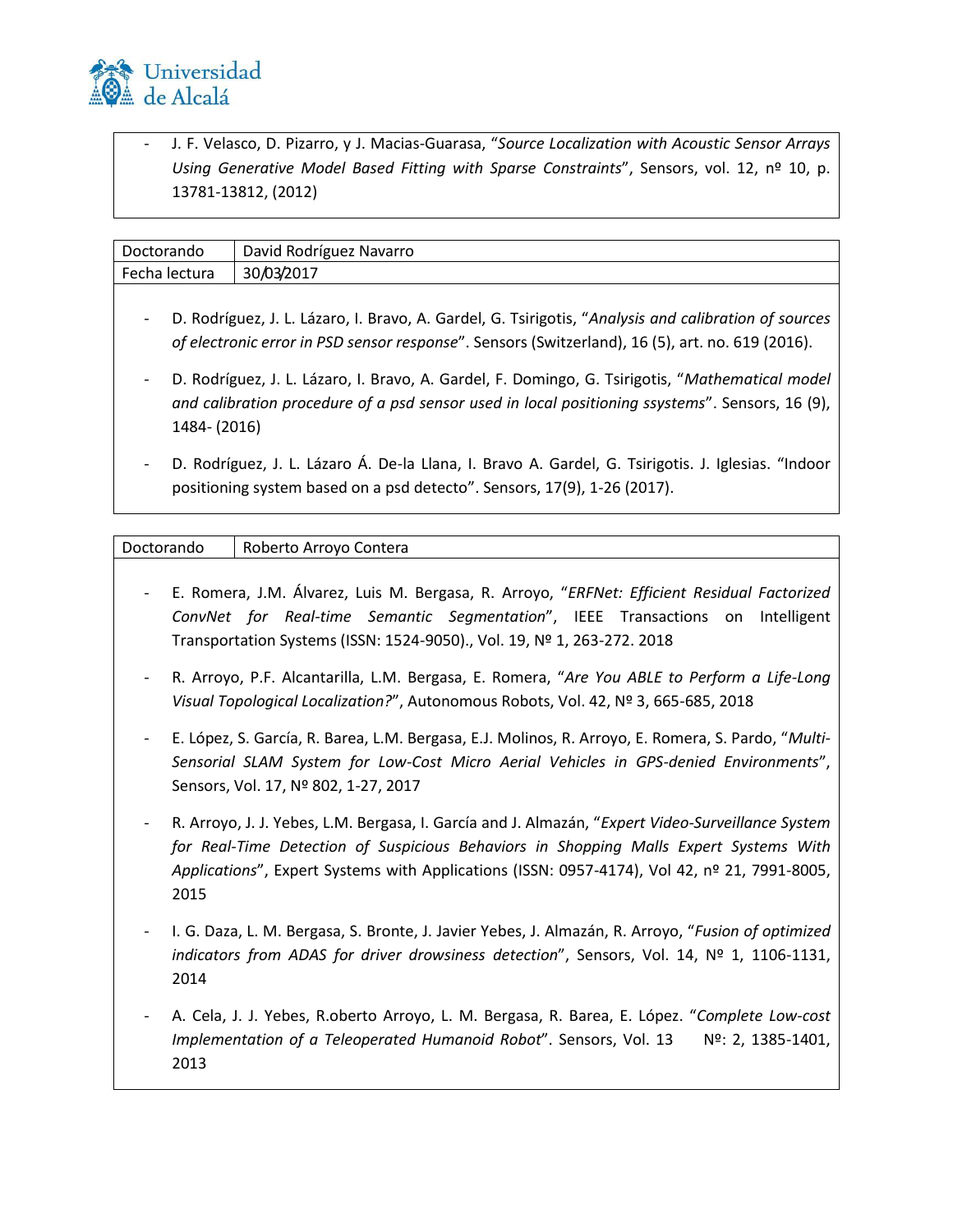- J. F. Velasco, D. Pizarro, y J. Macias-Guarasa, "*Source Localization with Acoustic Sensor Arrays Using Generative Model Based Fitting with Sparse Constraints*", Sensors, vol. 12, nº 10, p. 13781-13812, (2012)

| | |
|---|---|
| Doctorando | David Rodríguez Navarro |
| Fecha lectura | 30/03/2017 |

- D. Rodríguez, J. L. Lázaro, I. Bravo, A. Gardel, G. Tsirigotis, "*Analysis and calibration of sources of electronic error in PSD sensor response*". Sensors (Switzerland), 16 (5), art. no. 619 (2016).
- D. Rodríguez, J. L. Lázaro, I. Bravo, A. Gardel, F. Domingo, G. Tsirigotis, "*Mathematical model and calibration procedure of a psd sensor used in local positioning ssystems*". Sensors, 16 (9), 1484- (2016)
- D. Rodríguez, J. L. Lázaro Á. De-la Llana, I. Bravo A. Gardel, G. Tsirigotis. J. Iglesias. "Indoor positioning system based on a psd detecto". Sensors, 17(9), 1-26 (2017).

| | |
|---|---|
| Doctorando | Roberto Arroyo Contera |

- E. Romera, J.M. Álvarez, Luis M. Bergasa, R. Arroyo, "*ERFNet: Efficient Residual Factorized ConvNet for Real-time Semantic Segmentation*", IEEE Transactions on Intelligent Transportation Systems (ISSN: 1524-9050)., Vol. 19, Nº 1, 263-272. 2018
- R. Arroyo, P.F. Alcantarilla, L.M. Bergasa, E. Romera, "*Are You ABLE to Perform a Life-Long Visual Topological Localization?*", Autonomous Robots, Vol. 42, Nº 3, 665-685, 2018
- E. López, S. García, R. Barea, L.M. Bergasa, E.J. Molinos, R. Arroyo, E. Romera, S. Pardo, "*Multi-Sensorial SLAM System for Low-Cost Micro Aerial Vehicles in GPS-denied Environments*", Sensors, Vol. 17, Nº 802, 1-27, 2017
- R. Arroyo, J. J. Yebes, L.M. Bergasa, I. García and J. Almazán, "*Expert Video-Surveillance System for Real-Time Detection of Suspicious Behaviors in Shopping Malls Expert Systems With Applications*", Expert Systems with Applications (ISSN: 0957-4174), Vol 42, nº 21, 7991-8005, 2015
- I. G. Daza, L. M. Bergasa, S. Bronte, J. Javier Yebes, J. Almazán, R. Arroyo, "*Fusion of optimized indicators from ADAS for driver drowsiness detection*", Sensors, Vol. 14, Nº 1, 1106-1131, 2014
- A. Cela, J. J. Yebes, R.oberto Arroyo, L. M. Bergasa, R. Barea, E. López. "*Complete Low-cost Implementation of a Teleoperated Humanoid Robot*". Sensors, Vol. 13 Nº: 2, 1385-1401, 2013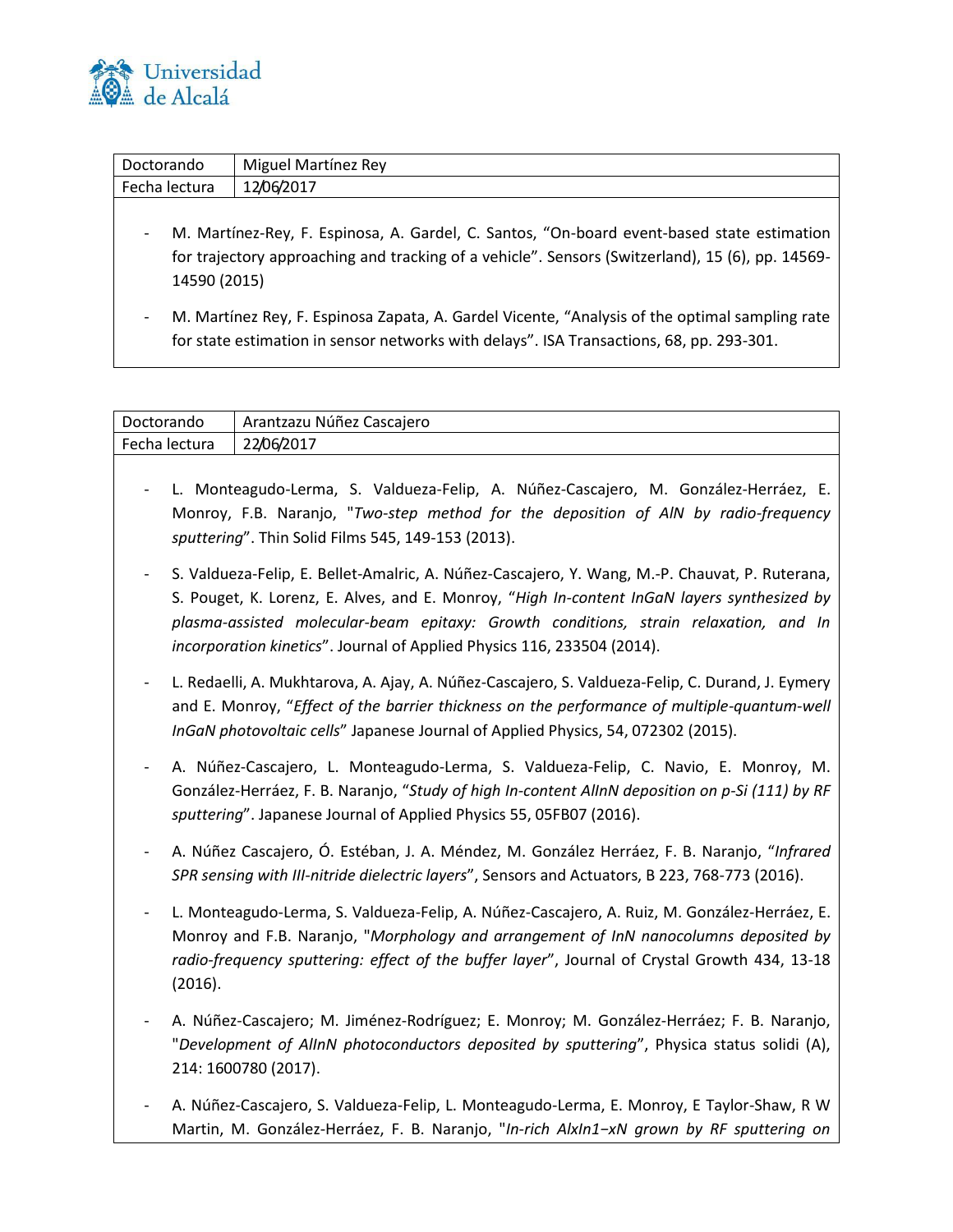| Doctorando | Miguel Martínez Rey |
|---|---|
| Fecha lectura | 12/06/2017 |

- M. Martínez-Rey, F. Espinosa, A. Gardel, C. Santos, “On-board event-based state estimation for trajectory approaching and tracking of a vehicle”. Sensors (Switzerland), 15 (6), pp. 14569-14590 (2015)
- M. Martínez Rey, F. Espinosa Zapata, A. Gardel Vicente, “Analysis of the optimal sampling rate for state estimation in sensor networks with delays”. ISA Transactions, 68, pp. 293-301.

| Doctorando | Arantzazu Núñez Cascajero |
|---|---|
| Fecha lectura | 22/06/2017 |

- L. Monteagudo-Lerma, S. Valdueza-Felip, A. Núñez-Cascajero, M. González-Herráez, E. Monroy, F.B. Naranjo, "*Two-step method for the deposition of AlN by radio-frequency sputtering*". Thin Solid Films 545, 149-153 (2013).
- S. Valdueza-Felip, E. Bellet-Amalric, A. Núñez-Cascajero, Y. Wang, M.-P. Chauvat, P. Ruterana, S. Pouget, K. Lorenz, E. Alves, and E. Monroy, “*High In-content InGaN layers synthesized by plasma-assisted molecular-beam epitaxy: Growth conditions, strain relaxation, and In incorporation kinetics*”. Journal of Applied Physics 116, 233504 (2014).
- L. Redaelli, A. Mukhtarova, A. Ajay, A. Núñez-Cascajero, S. Valdueza-Felip, C. Durand, J. Eymery and E. Monroy, “*Effect of the barrier thickness on the performance of multiple-quantum-well InGaN photovoltaic cells*” Japanese Journal of Applied Physics, 54, 072302 (2015).
- A. Núñez-Cascajero, L. Monteagudo-Lerma, S. Valdueza-Felip, C. Navio, E. Monroy, M. González-Herráez, F. B. Naranjo, “*Study of high In-content AlInN deposition on p-Si (111) by RF sputtering*”. Japanese Journal of Applied Physics 55, 05FB07 (2016).
- A. Núñez Cascajero, Ó. Estéban, J. A. Méndez, M. González Herráez, F. B. Naranjo, “*Infrared SPR sensing with III-nitride dielectric layers*”, Sensors and Actuators, B 223, 768-773 (2016).
- L. Monteagudo-Lerma, S. Valdueza-Felip, A. Núñez-Cascajero, A. Ruiz, M. González-Herráez, E. Monroy and F.B. Naranjo, "*Morphology and arrangement of InN nanocolumns deposited by radio-frequency sputtering: effect of the buffer layer*", Journal of Crystal Growth 434, 13-18 (2016).
- A. Núñez-Cascajero; M. Jiménez-Rodríguez; E. Monroy; M. González-Herráez; F. B. Naranjo, "*Development of AlInN photoconductors deposited by sputtering*", Physica status solidi (A), 214: 1600780 (2017).
- A. Núñez-Cascajero, S. Valdueza-Felip, L. Monteagudo-Lerma, E. Monroy, E Taylor-Shaw, R W Martin, M. González-Herráez, F. B. Naranjo, "*In-rich $Al_xIn_{1-x}N$ grown by RF sputtering on*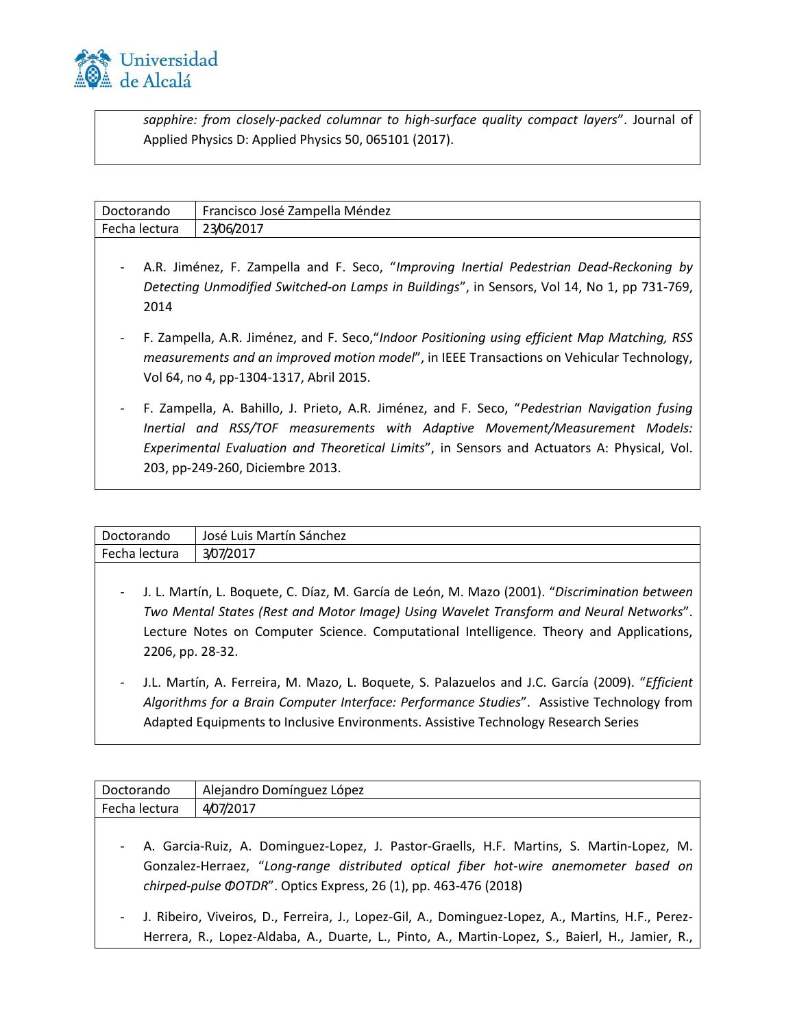*sapphire: from closely-packed columnar to high-surface quality compact layers*". Journal of Applied Physics D: Applied Physics 50, 065101 (2017).

| Doctorando | Francisco José Zampella Méndez |
|---|---|
| Fecha lectura | 23/06/2017 |

- A.R. Jiménez, F. Zampella and F. Seco, "*Improving Inertial Pedestrian Dead-Reckoning by Detecting Unmodified Switched-on Lamps in Buildings*", in Sensors, Vol 14, No 1, pp 731-769, 2014
- F. Zampella, A.R. Jiménez, and F. Seco,"*Indoor Positioning using efficient Map Matching, RSS measurements and an improved motion model*", in IEEE Transactions on Vehicular Technology, Vol 64, no 4, pp-1304-1317, Abril 2015.
- F. Zampella, A. Bahillo, J. Prieto, A.R. Jiménez, and F. Seco, "*Pedestrian Navigation fusing Inertial and RSS/TOF measurements with Adaptive Movement/Measurement Models: Experimental Evaluation and Theoretical Limits*", in Sensors and Actuators A: Physical, Vol. 203, pp-249-260, Diciembre 2013.

| Doctorando | José Luis Martín Sánchez |
|---|---|
| Fecha lectura | 3/07/2017 |

- J. L. Martín, L. Boquete, C. Díaz, M. García de León, M. Mazo (2001). "*Discrimination between Two Mental States (Rest and Motor Image) Using Wavelet Transform and Neural Networks*". Lecture Notes on Computer Science. Computational Intelligence. Theory and Applications, 2206, pp. 28-32.
- J.L. Martín, A. Ferreira, M. Mazo, L. Boquete, S. Palazuelos and J.C. García (2009). "*Efficient Algorithms for a Brain Computer Interface: Performance Studies*". Assistive Technology from Adapted Equipments to Inclusive Environments. Assistive Technology Research Series

| Doctorando | Alejandro Domínguez López |
|---|---|
| Fecha lectura | 4/07/2017 |

- A. Garcia-Ruiz, A. Dominguez-Lopez, J. Pastor-Graells, H.F. Martins, S. Martin-Lopez, M. Gonzalez-Herraez, "*Long-range distributed optical fiber hot-wire anemometer based on chirped-pulse ΦOTDR*". Optics Express, 26 (1), pp. 463-476 (2018)
- J. Ribeiro, Viveiros, D., Ferreira, J., Lopez-Gil, A., Dominguez-Lopez, A., Martins, H.F., Perez-Herrera, R., Lopez-Aldaba, A., Duarte, L., Pinto, A., Martin-Lopez, S., Baierl, H., Jamier, R.,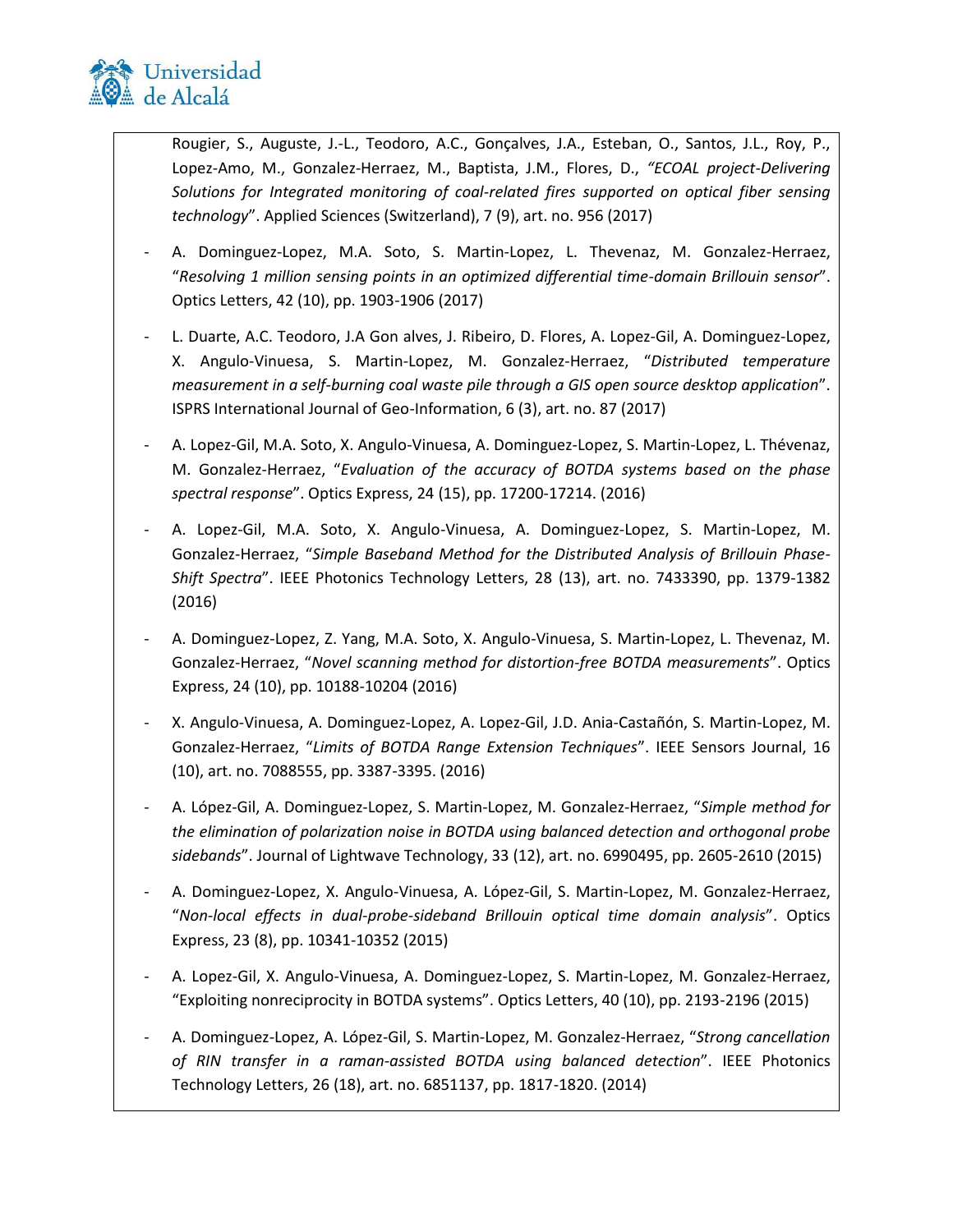Rougier, S., Auguste, J.-L., Teodoro, A.C., Gonçalves, J.A., Esteban, O., Santos, J.L., Roy, P., Lopez-Amo, M., Gonzalez-Herraez, M., Baptista, J.M., Flores, D., *"ECOAL project-Delivering Solutions for Integrated monitoring of coal-related fires supported on optical fiber sensing technology*". Applied Sciences (Switzerland), 7 (9), art. no. 956 (2017)

- A. Dominguez-Lopez, M.A. Soto, S. Martin-Lopez, L. Thevenaz, M. Gonzalez-Herraez, "*Resolving 1 million sensing points in an optimized differential time-domain Brillouin sensor*". Optics Letters, 42 (10), pp. 1903-1906 (2017)
- L. Duarte, A.C. Teodoro, J.A Gon alves, J. Ribeiro, D. Flores, A. Lopez-Gil, A. Dominguez-Lopez, X. Angulo-Vinuesa, S. Martin-Lopez, M. Gonzalez-Herraez, "*Distributed temperature measurement in a self-burning coal waste pile through a GIS open source desktop application*". ISPRS International Journal of Geo-Information, 6 (3), art. no. 87 (2017)
- A. Lopez-Gil, M.A. Soto, X. Angulo-Vinuesa, A. Dominguez-Lopez, S. Martin-Lopez, L. Thévenaz, M. Gonzalez-Herraez, "*Evaluation of the accuracy of BOTDA systems based on the phase spectral response*". Optics Express, 24 (15), pp. 17200-17214. (2016)
- A. Lopez-Gil, M.A. Soto, X. Angulo-Vinuesa, A. Dominguez-Lopez, S. Martin-Lopez, M. Gonzalez-Herraez, "*Simple Baseband Method for the Distributed Analysis of Brillouin Phase-Shift Spectra*". IEEE Photonics Technology Letters, 28 (13), art. no. 7433390, pp. 1379-1382 (2016)
- A. Dominguez-Lopez, Z. Yang, M.A. Soto, X. Angulo-Vinuesa, S. Martin-Lopez, L. Thevenaz, M. Gonzalez-Herraez, "*Novel scanning method for distortion-free BOTDA measurements*". Optics Express, 24 (10), pp. 10188-10204 (2016)
- X. Angulo-Vinuesa, A. Dominguez-Lopez, A. Lopez-Gil, J.D. Ania-Castañón, S. Martin-Lopez, M. Gonzalez-Herraez, "*Limits of BOTDA Range Extension Techniques*". IEEE Sensors Journal, 16 (10), art. no. 7088555, pp. 3387-3395. (2016)
- A. López-Gil, A. Dominguez-Lopez, S. Martin-Lopez, M. Gonzalez-Herraez, "*Simple method for the elimination of polarization noise in BOTDA using balanced detection and orthogonal probe sidebands*". Journal of Lightwave Technology, 33 (12), art. no. 6990495, pp. 2605-2610 (2015)
- A. Dominguez-Lopez, X. Angulo-Vinuesa, A. López-Gil, S. Martin-Lopez, M. Gonzalez-Herraez, "*Non-local effects in dual-probe-sideband Brillouin optical time domain analysis*". Optics Express, 23 (8), pp. 10341-10352 (2015)
- A. Lopez-Gil, X. Angulo-Vinuesa, A. Dominguez-Lopez, S. Martin-Lopez, M. Gonzalez-Herraez, "Exploiting nonreciprocity in BOTDA systems". Optics Letters, 40 (10), pp. 2193-2196 (2015)
- A. Dominguez-Lopez, A. López-Gil, S. Martin-Lopez, M. Gonzalez-Herraez, "*Strong cancellation of RIN transfer in a raman-assisted BOTDA using balanced detection*". IEEE Photonics Technology Letters, 26 (18), art. no. 6851137, pp. 1817-1820. (2014)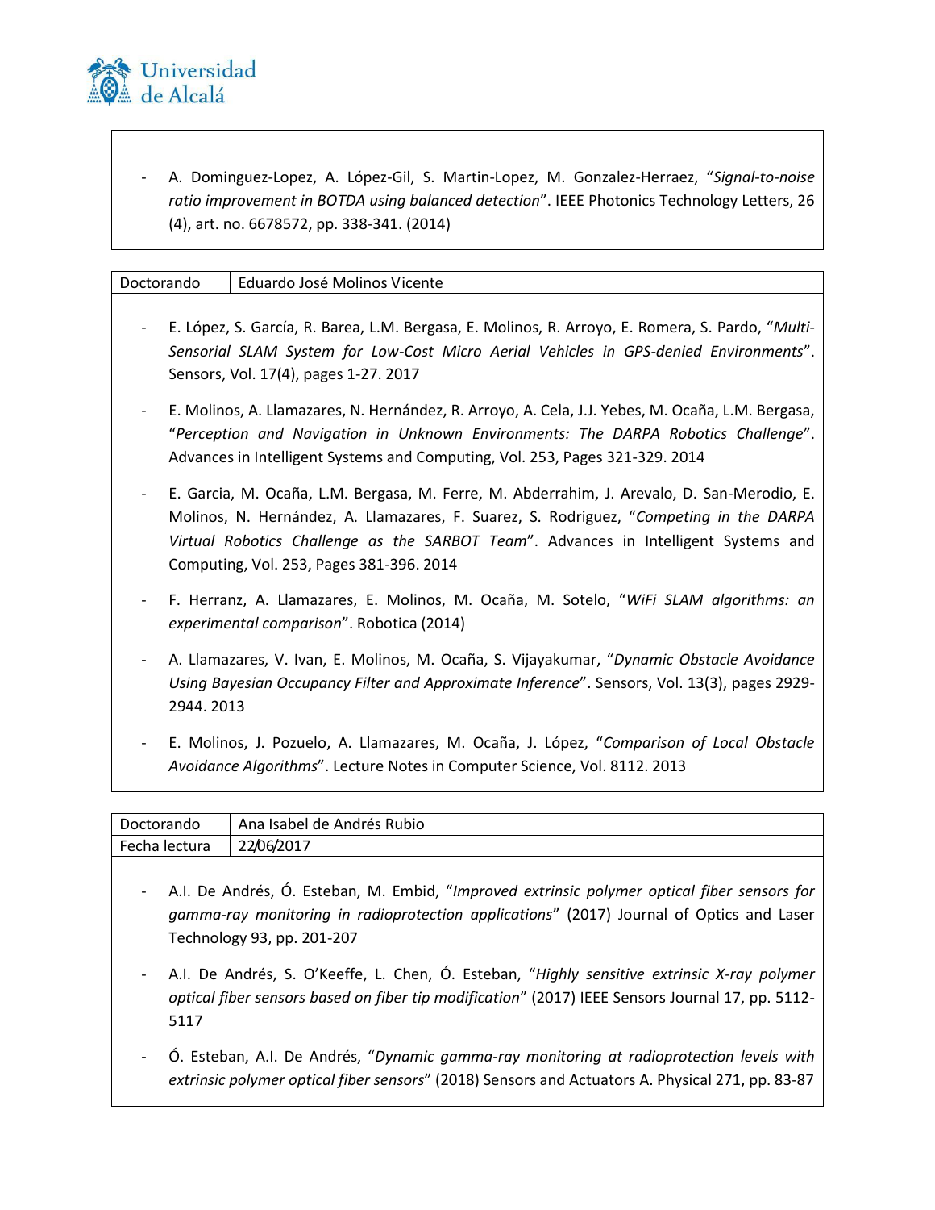- A. Dominguez-Lopez, A. López-Gil, S. Martin-Lopez, M. Gonzalez-Herraez, "*Signal-to-noise ratio improvement in BOTDA using balanced detection*". IEEE Photonics Technology Letters, 26 (4), art. no. 6678572, pp. 338-341. (2014)

| Doctorando | Eduardo José Molinos Vicente |
|---|---|

- E. López, S. García, R. Barea, L.M. Bergasa, E. Molinos, R. Arroyo, E. Romera, S. Pardo, "*Multi-Sensorial SLAM System for Low-Cost Micro Aerial Vehicles in GPS-denied Environments*". Sensors, Vol. 17(4), pages 1-27. 2017
- E. Molinos, A. Llamazares, N. Hernández, R. Arroyo, A. Cela, J.J. Yebes, M. Ocaña, L.M. Bergasa, "*Perception and Navigation in Unknown Environments: The DARPA Robotics Challenge*". Advances in Intelligent Systems and Computing, Vol. 253, Pages 321-329. 2014
- E. Garcia, M. Ocaña, L.M. Bergasa, M. Ferre, M. Abderrahim, J. Arevalo, D. San-Merodio, E. Molinos, N. Hernández, A. Llamazares, F. Suarez, S. Rodriguez, "*Competing in the DARPA Virtual Robotics Challenge as the SARBOT Team*". Advances in Intelligent Systems and Computing, Vol. 253, Pages 381-396. 2014
- F. Herranz, A. Llamazares, E. Molinos, M. Ocaña, M. Sotelo, "*WiFi SLAM algorithms: an experimental comparison*". Robotica (2014)
- A. Llamazares, V. Ivan, E. Molinos, M. Ocaña, S. Vijayakumar, "*Dynamic Obstacle Avoidance Using Bayesian Occupancy Filter and Approximate Inference*". Sensors, Vol. 13(3), pages 2929-2944. 2013
- E. Molinos, J. Pozuelo, A. Llamazares, M. Ocaña, J. López, "*Comparison of Local Obstacle Avoidance Algorithms*". Lecture Notes in Computer Science, Vol. 8112. 2013

| Doctorando | Ana Isabel de Andrés Rubio |
|---|---|
| Fecha lectura | 22/06/2017 |

- A.I. De Andrés, Ó. Esteban, M. Embid, "*Improved extrinsic polymer optical fiber sensors for gamma-ray monitoring in radioprotection applications*" (2017) Journal of Optics and Laser Technology 93, pp. 201-207
- A.I. De Andrés, S. O'Keeffe, L. Chen, Ó. Esteban, "*Highly sensitive extrinsic X-ray polymer optical fiber sensors based on fiber tip modification*" (2017) IEEE Sensors Journal 17, pp. 5112-5117
- Ó. Esteban, A.I. De Andrés, "*Dynamic gamma-ray monitoring at radioprotection levels with extrinsic polymer optical fiber sensors*" (2018) Sensors and Actuators A. Physical 271, pp. 83-87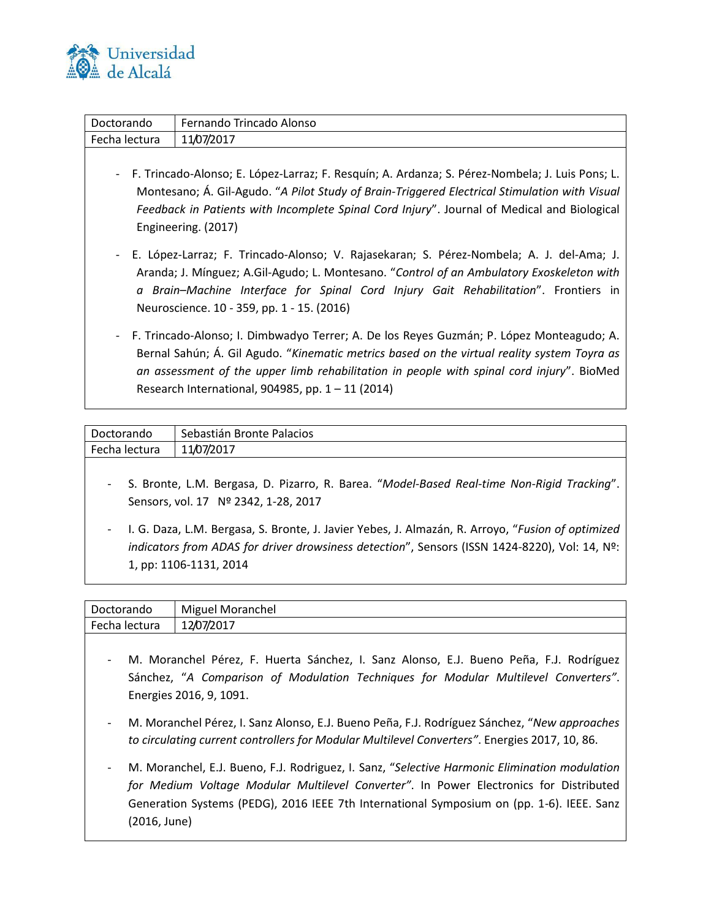| Doctorando | Fernando Trincado Alonso |
| --- | --- |
| Fecha lectura | 11/07/2017 |

- F. Trincado-Alonso; E. López-Larraz; F. Resquín; A. Ardanza; S. Pérez-Nombela; J. Luis Pons; L. Montesano; Á. Gil-Agudo. "*A Pilot Study of Brain-Triggered Electrical Stimulation with Visual Feedback in Patients with Incomplete Spinal Cord Injury*". Journal of Medical and Biological Engineering. (2017)
- E. López-Larraz; F. Trincado-Alonso; V. Rajasekaran; S. Pérez-Nombela; A. J. del-Ama; J. Aranda; J. Mínguez; A.Gil-Agudo; L. Montesano. "*Control of an Ambulatory Exoskeleton with a Brain–Machine Interface for Spinal Cord Injury Gait Rehabilitation*". Frontiers in Neuroscience. 10 - 359, pp. 1 - 15. (2016)
- F. Trincado-Alonso; I. Dimbwadyo Terrer; A. De los Reyes Guzmán; P. López Monteagudo; A. Bernal Sahún; Á. Gil Agudo. "*Kinematic metrics based on the virtual reality system Toyra as an assessment of the upper limb rehabilitation in people with spinal cord injury*". BioMed Research International, 904985, pp. 1 – 11 (2014)

| Doctorando | Sebastián Bronte Palacios |
| --- | --- |
| Fecha lectura | 11/07/2017 |

- S. Bronte, L.M. Bergasa, D. Pizarro, R. Barea. "*Model-Based Real-time Non-Rigid Tracking*". Sensors, vol. 17 Nº 2342, 1-28, 2017
- I. G. Daza, L.M. Bergasa, S. Bronte, J. Javier Yebes, J. Almazán, R. Arroyo, "*Fusion of optimized indicators from ADAS for driver drowsiness detection*", Sensors (ISSN 1424-8220), Vol: 14, Nº: 1, pp: 1106-1131, 2014

| Doctorando | Miguel Moranchel |
| --- | --- |
| Fecha lectura | 12/07/2017 |

- M. Moranchel Pérez, F. Huerta Sánchez, I. Sanz Alonso, E.J. Bueno Peña, F.J. Rodríguez Sánchez, "*A Comparison of Modulation Techniques for Modular Multilevel Converters".* Energies 2016, 9, 1091.
- M. Moranchel Pérez, I. Sanz Alonso, E.J. Bueno Peña, F.J. Rodríguez Sánchez, "*New approaches to circulating current controllers for Modular Multilevel Converters".* Energies 2017, 10, 86.
- M. Moranchel, E.J. Bueno, F.J. Rodriguez, I. Sanz, "*Selective Harmonic Elimination modulation for Medium Voltage Modular Multilevel Converter".* In Power Electronics for Distributed Generation Systems (PEDG), 2016 IEEE 7th International Symposium on (pp. 1-6). IEEE. Sanz (2016, June)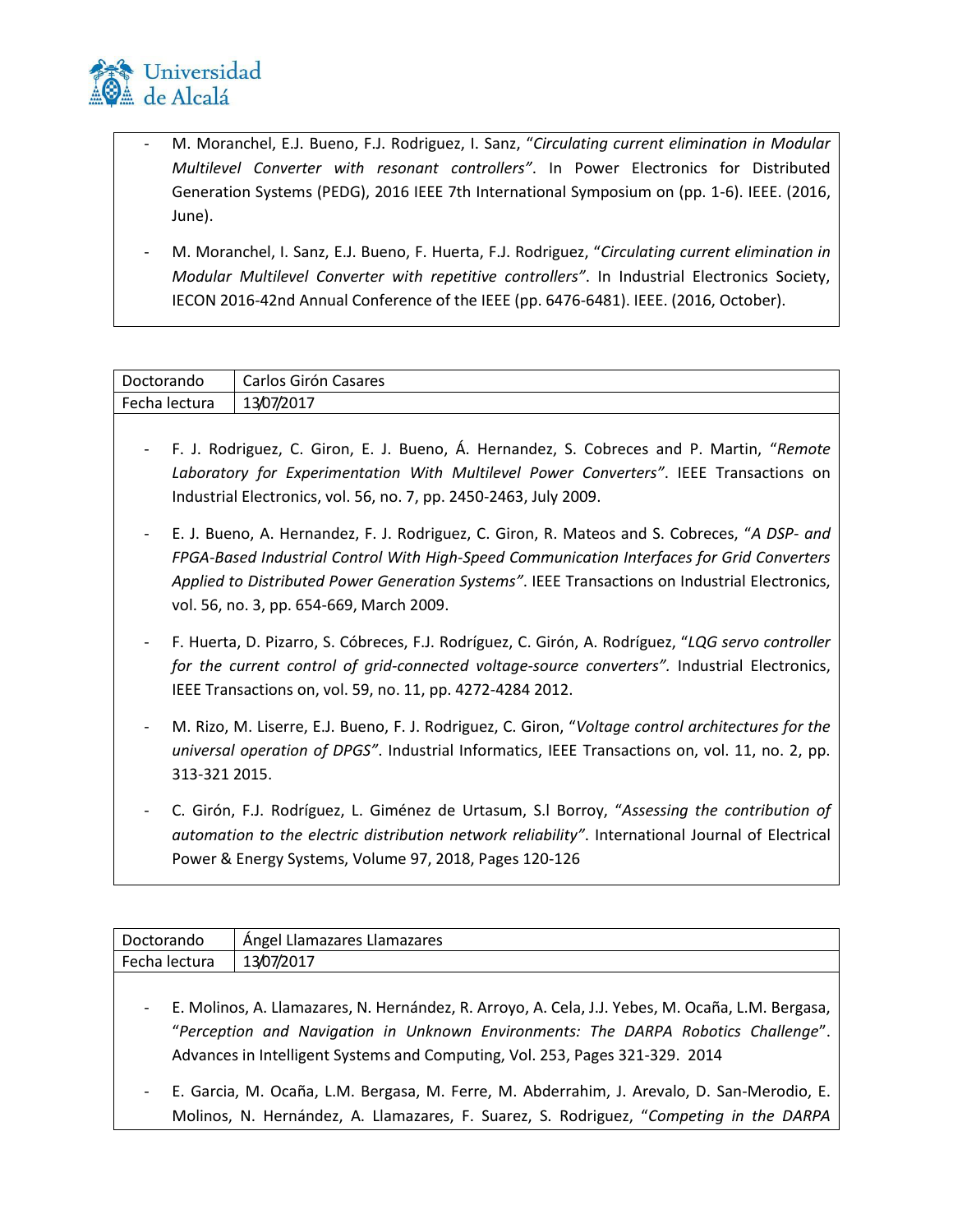- M. Moranchel, E.J. Bueno, F.J. Rodriguez, I. Sanz, "*Circulating current elimination in Modular Multilevel Converter with resonant controllers*". In Power Electronics for Distributed Generation Systems (PEDG), 2016 IEEE 7th International Symposium on (pp. 1-6). IEEE. (2016, June).
- M. Moranchel, I. Sanz, E.J. Bueno, F. Huerta, F.J. Rodriguez, "*Circulating current elimination in Modular Multilevel Converter with repetitive controllers*". In Industrial Electronics Society, IECON 2016-42nd Annual Conference of the IEEE (pp. 6476-6481). IEEE. (2016, October).

| | |
|---|---|
| Doctorando | Carlos Girón Casares |
| Fecha lectura | 13/07/2017 |

- F. J. Rodriguez, C. Giron, E. J. Bueno, Á. Hernandez, S. Cobreces and P. Martin, "*Remote Laboratory for Experimentation With Multilevel Power Converters*". IEEE Transactions on Industrial Electronics, vol. 56, no. 7, pp. 2450-2463, July 2009.
- E. J. Bueno, A. Hernandez, F. J. Rodriguez, C. Giron, R. Mateos and S. Cobreces, "*A DSP- and FPGA-Based Industrial Control With High-Speed Communication Interfaces for Grid Converters Applied to Distributed Power Generation Systems*". IEEE Transactions on Industrial Electronics, vol. 56, no. 3, pp. 654-669, March 2009.
- F. Huerta, D. Pizarro, S. Cóbreces, F.J. Rodríguez, C. Girón, A. Rodríguez, "*LQG servo controller for the current control of grid-connected voltage-source converters*". Industrial Electronics, IEEE Transactions on, vol. 59, no. 11, pp. 4272-4284 2012.
- M. Rizo, M. Liserre, E.J. Bueno, F. J. Rodriguez, C. Giron, "*Voltage control architectures for the universal operation of DPGS*". Industrial Informatics, IEEE Transactions on, vol. 11, no. 2, pp. 313-321 2015.
- C. Girón, F.J. Rodríguez, L. Giménez de Urtasum, S.l Borroy, "*Assessing the contribution of automation to the electric distribution network reliability*". International Journal of Electrical Power & Energy Systems, Volume 97, 2018, Pages 120-126

| | |
|---|---|
| Doctorando | Ángel Llamazares Llamazares |
| Fecha lectura | 13/07/2017 |

- E. Molinos, A. Llamazares, N. Hernández, R. Arroyo, A. Cela, J.J. Yebes, M. Ocaña, L.M. Bergasa, "*Perception and Navigation in Unknown Environments: The DARPA Robotics Challenge*". Advances in Intelligent Systems and Computing, Vol. 253, Pages 321-329. 2014
- E. Garcia, M. Ocaña, L.M. Bergasa, M. Ferre, M. Abderrahim, J. Arevalo, D. San-Merodio, E. Molinos, N. Hernández, A. Llamazares, F. Suarez, S. Rodriguez, "*Competing in the DARPA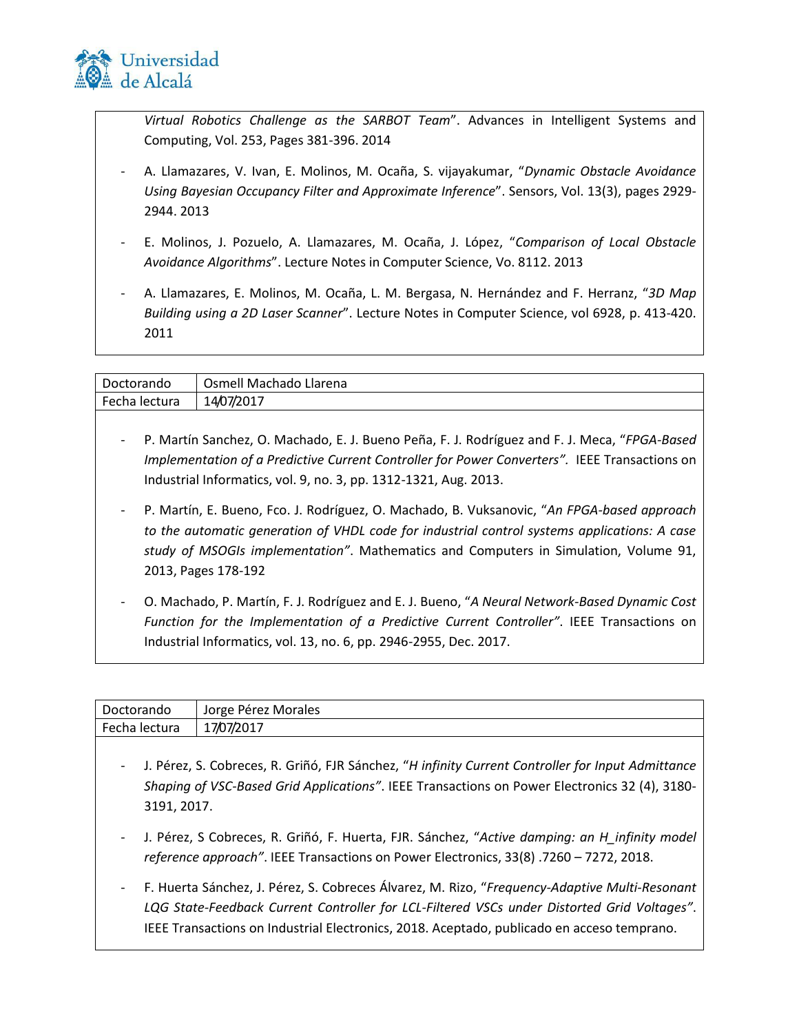- *Virtual Robotics Challenge as the SARBOT Team*". Advances in Intelligent Systems and Computing, Vol. 253, Pages 381-396. 2014

- A. Llamazares, V. Ivan, E. Molinos, M. Ocaña, S. vijayakumar, "*Dynamic Obstacle Avoidance Using Bayesian Occupancy Filter and Approximate Inference*". Sensors, Vol. 13(3), pages 2929-2944. 2013

- E. Molinos, J. Pozuelo, A. Llamazares, M. Ocaña, J. López, "*Comparison of Local Obstacle Avoidance Algorithms*". Lecture Notes in Computer Science, Vo. 8112. 2013

- A. Llamazares, E. Molinos, M. Ocaña, L. M. Bergasa, N. Hernández and F. Herranz, "*3D Map Building using a 2D Laser Scanner*". Lecture Notes in Computer Science, vol 6928, p. 413-420. 2011

| | |
|---|---|
| Doctorando | Osmell Machado Llarena |
| Fecha lectura | 14/07/2017 |

- P. Martín Sanchez, O. Machado, E. J. Bueno Peña, F. J. Rodríguez and F. J. Meca, "*FPGA-Based Implementation of a Predictive Current Controller for Power Converters".* IEEE Transactions on Industrial Informatics, vol. 9, no. 3, pp. 1312-1321, Aug. 2013.

- P. Martín, E. Bueno, Fco. J. Rodríguez, O. Machado, B. Vuksanovic, "*An FPGA-based approach to the automatic generation of VHDL code for industrial control systems applications: A case study of MSOGIs implementation"*. Mathematics and Computers in Simulation, Volume 91, 2013, Pages 178-192

- O. Machado, P. Martín, F. J. Rodríguez and E. J. Bueno, "*A Neural Network-Based Dynamic Cost Function for the Implementation of a Predictive Current Controller"*. IEEE Transactions on Industrial Informatics, vol. 13, no. 6, pp. 2946-2955, Dec. 2017.

| | |
|---|---|
| Doctorando | Jorge Pérez Morales |
| Fecha lectura | 17/07/2017 |

- J. Pérez, S. Cobreces, R. Griñó, FJR Sánchez, "*H infinity Current Controller for Input Admittance Shaping of VSC-Based Grid Applications"*. IEEE Transactions on Power Electronics 32 (4), 3180-3191, 2017.

- J. Pérez, S Cobreces, R. Griñó, F. Huerta, FJR. Sánchez, "*Active damping: an H_infinity model reference approach"*. IEEE Transactions on Power Electronics, 33(8) .7260 – 7272, 2018.

- F. Huerta Sánchez, J. Pérez, S. Cobreces Álvarez, M. Rizo, "*Frequency-Adaptive Multi-Resonant LQG State-Feedback Current Controller for LCL-Filtered VSCs under Distorted Grid Voltages"*. IEEE Transactions on Industrial Electronics, 2018. Aceptado, publicado en acceso temprano.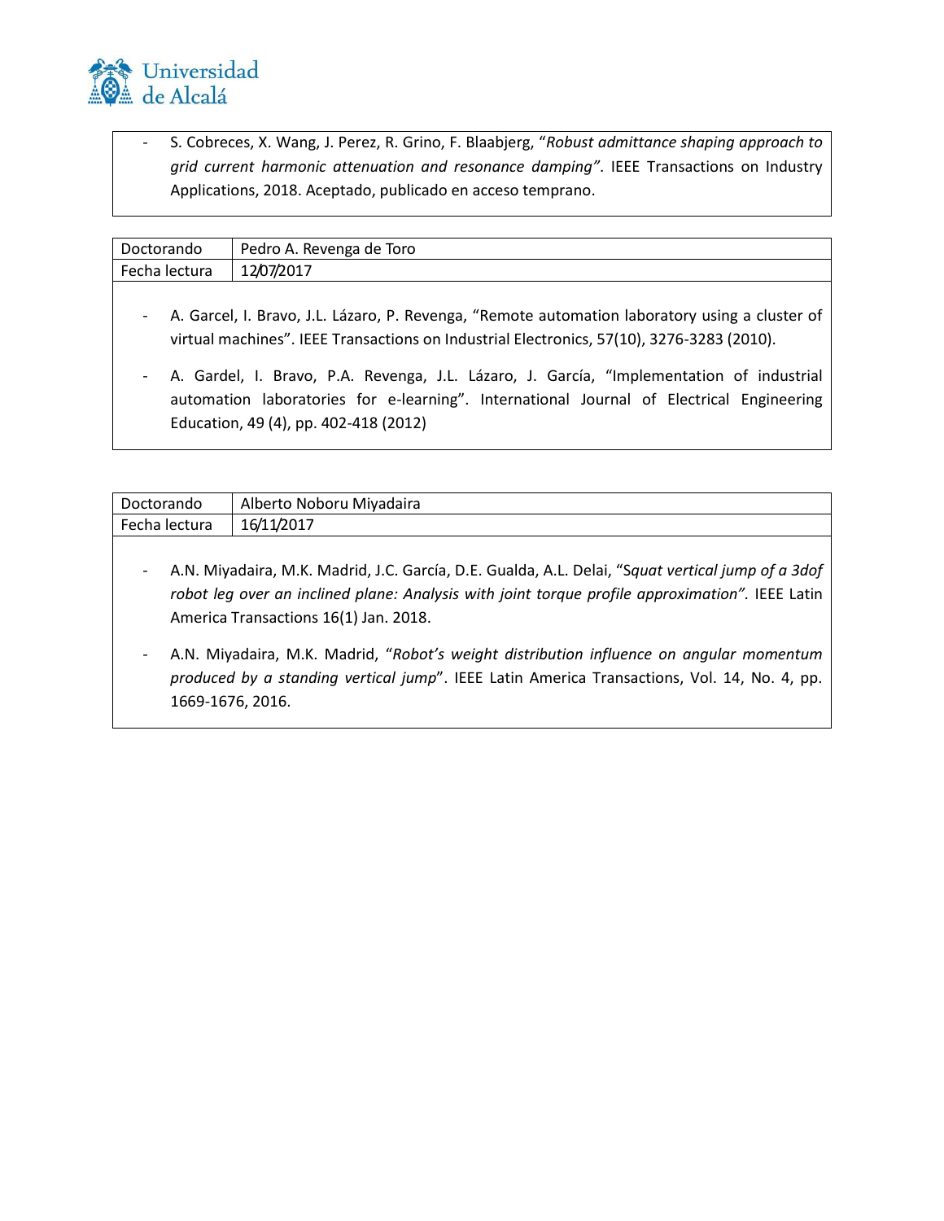- S. Cobreces, X. Wang, J. Perez, R. Grino, F. Blaabjerg, "*Robust admittance shaping approach to grid current harmonic attenuation and resonance damping*". IEEE Transactions on Industry Applications, 2018. Aceptado, publicado en acceso temprano.

| | |
|---|---|
| Doctorando | Pedro A. Revenga de Toro |
| Fecha lectura | 12/07/2017 |

- A. Garcel, I. Bravo, J.L. Lázaro, P. Revenga, "Remote automation laboratory using a cluster of virtual machines". IEEE Transactions on Industrial Electronics, 57(10), 3276-3283 (2010).
- A. Gardel, I. Bravo, P.A. Revenga, J.L. Lázaro, J. García, "Implementation of industrial automation laboratories for e-learning". International Journal of Electrical Engineering Education, 49 (4), pp. 402-418 (2012)

| | |
|---|---|
| Doctorando | Alberto Noboru Miyadaira |
| Fecha lectura | 16/11/2017 |

- A.N. Miyadaira, M.K. Madrid, J.C. García, D.E. Gualda, A.L. Delai, "S*quat vertical jump of a 3dof robot leg over an inclined plane: Analysis with joint torque profile approximation".* IEEE Latin America Transactions 16(1) Jan. 2018.
- A.N. Miyadaira, M.K. Madrid, "*Robot's weight distribution influence on angular momentum produced by a standing vertical jump*". IEEE Latin America Transactions, Vol. 14, No. 4, pp. 1669-1676, 2016.